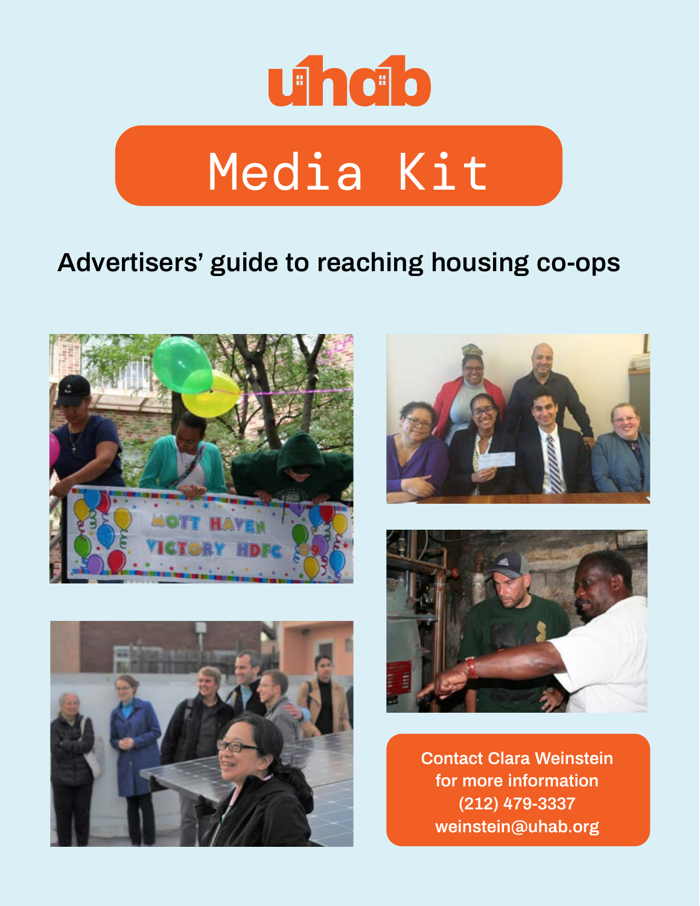uhab

# Media Kit

## Advertisers' guide to reaching housing co-ops

Contact Clara Weinstein for more information
(212) 479-3337
weinstein@uhab.org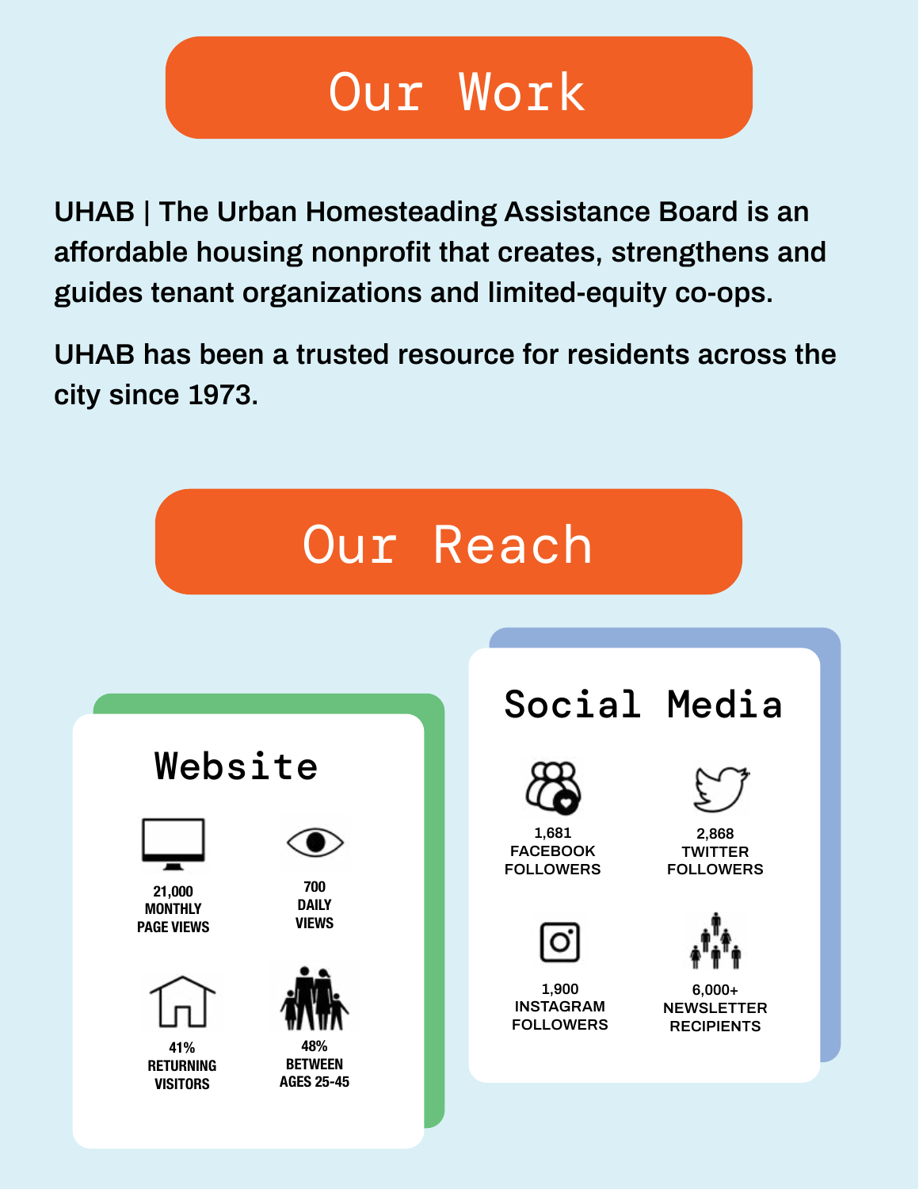# Our Work

**UHAB | The Urban Homesteading Assistance Board is an affordable housing nonprofit that creates, strengthens and guides tenant organizations and limited-equity co-ops.**

**UHAB has been a trusted resource for residents across the city since 1973.**

# Our Reach

## Website

- **21,000** MONTHLY PAGE VIEWS
- **700** DAILY VIEWS
- **41%** RETURNING VISITORS
- **48%** BETWEEN AGES 25-45

## Social Media

- **1,681** FACEBOOK FOLLOWERS
- **2,868** TWITTER FOLLOWERS
- **1,900** INSTAGRAM FOLLOWERS
- **6,000+** NEWSLETTER RECIPIENTS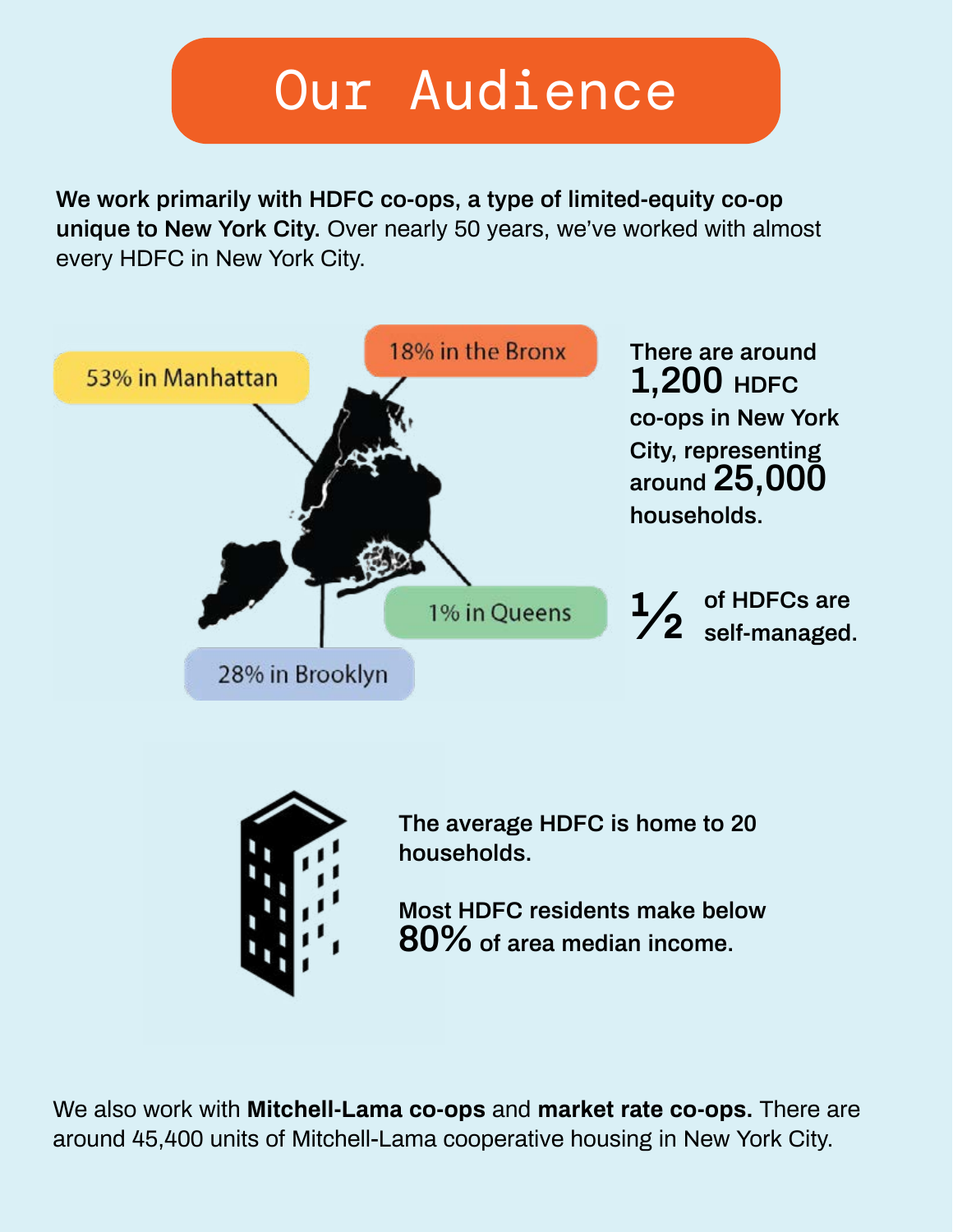# Our Audience

**We work primarily with HDFC co-ops, a type of limited-equity co-op unique to New York City.** Over nearly 50 years, we've worked with almost every HDFC in New York City.

53% in Manhattan

18% in the Bronx

1% in Queens

28% in Brooklyn

**There are around 1,200 HDFC co-ops in New York City, representing around 25,000 households.**

**½ of HDFCs are self-managed.**

**The average HDFC is home to 20 households.**

**Most HDFC residents make below 80% of area median income.**

We also work with **Mitchell-Lama co-ops** and **market rate co-ops.** There are around 45,400 units of Mitchell-Lama cooperative housing in New York City.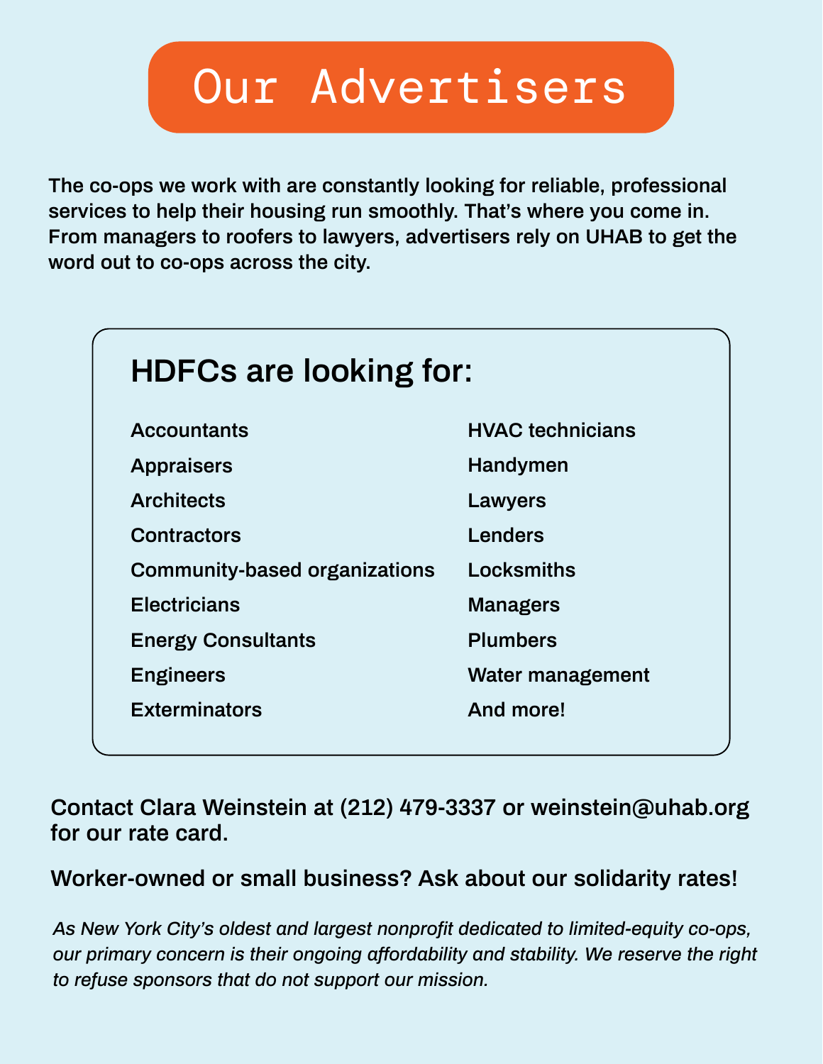# Our Advertisers

The co-ops we work with are constantly looking for reliable, professional services to help their housing run smoothly. That's where you come in. From managers to roofers to lawyers, advertisers rely on UHAB to get the word out to co-ops across the city.

## HDFCs are looking for:

- Accountants
- Appraisers
- Architects
- Contractors
- Community-based organizations
- Electricians
- Energy Consultants
- Engineers
- Exterminators
- HVAC technicians
- Handymen
- Lawyers
- Lenders
- Locksmiths
- Managers
- Plumbers
- Water management
- And more!

**Contact Clara Weinstein at (212) 479-3337 or weinstein@uhab.org for our rate card.**

**Worker-owned or small business? Ask about our solidarity rates!**

*As New York City's oldest and largest nonprofit dedicated to limited-equity co-ops, our primary concern is their ongoing affordability and stability. We reserve the right to refuse sponsors that do not support our mission.*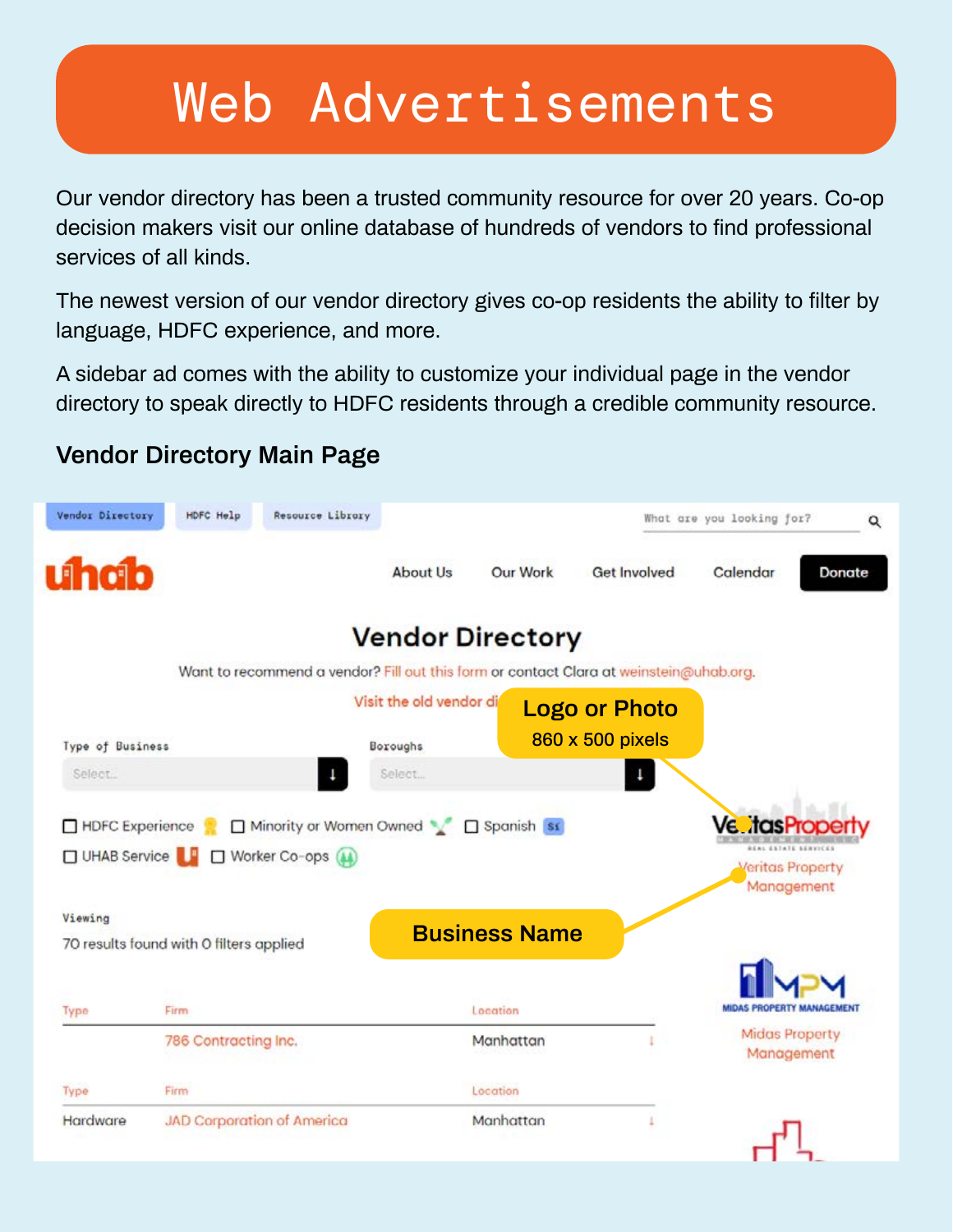# Web Advertisements

Our vendor directory has been a trusted community resource for over 20 years. Co-op decision makers visit our online database of hundreds of vendors to find professional services of all kinds.

The newest version of our vendor directory gives co-op residents the ability to filter by language, HDFC experience, and more.

A sidebar ad comes with the ability to customize your individual page in the vendor directory to speak directly to HDFC residents through a credible community resource.

### Vendor Directory Main Page

Vendor Directory | HDFC Help | Resource Library

What are you looking for?

uhab

About Us | Our Work | Get Involved | Calendar | Donate

## Vendor Directory

Want to recommend a vendor? Fill out this form or contact Clara at weinstein@uhab.org.

Visit the old vendor di

**Logo or Photo**
860 x 500 pixels

Type of Business: Select...

Boroughs: Select...

☐ HDFC Experience ☐ Minority or Women Owned ☐ Spanish ☐ UHAB Service ☐ Worker Co-ops

Viewing
70 results found with 0 filters applied

**Business Name**

Veritas Property Management

Midas Property Management

| Type | Firm | Location |
|---|---|---|
| | 786 Contracting Inc. | Manhattan |
| Hardware | JAD Corporation of America | Manhattan |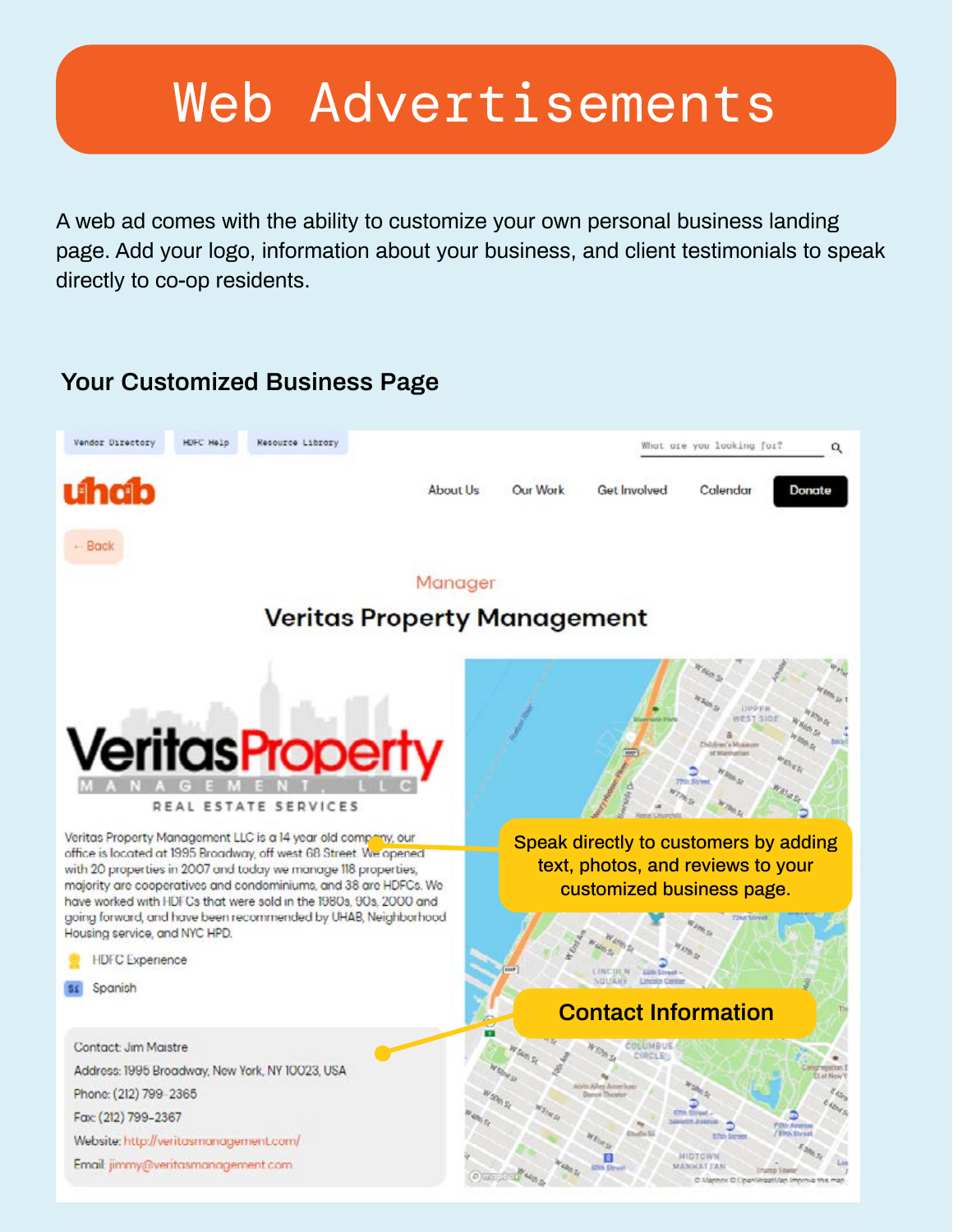# Web Advertisements

A web ad comes with the ability to customize your own personal business landing page. Add your logo, information about your business, and client testimonials to speak directly to co-op residents.

### Your Customized Business Page

Vendor Directory | HDFC Help | Resource Library

What are you looking for?

uhab

About Us | Our Work | Get Involved | Calendar | Donate

← Back

Manager

## Veritas Property Management

Veritas Property MANAGEMENT, LLC
REAL ESTATE SERVICES

Veritas Property Management LLC is a 14 year old company, our office is located at 1995 Broadway, off west 68 Street. We opened with 20 properties in 2007 and today we manage 118 properties, majority are cooperatives and condominiums, and 38 are HDFCs. We have worked with HDFCs that were sold in the 1980s, 90s, 2000 and going forward, and have been recommended by UHAB, Neighborhood Housing service, and NYC HPD.

HDFC Experience

Spanish

Speak directly to customers by adding text, photos, and reviews to your customized business page.

**Contact Information**

Contact: Jim Maistre
Address: 1995 Broadway, New York, NY 10023, USA
Phone: (212) 799-2365
Fax: (212) 799-2367
Website: http://veritasmanagement.com/
Email: jimmy@veritasmanagement.com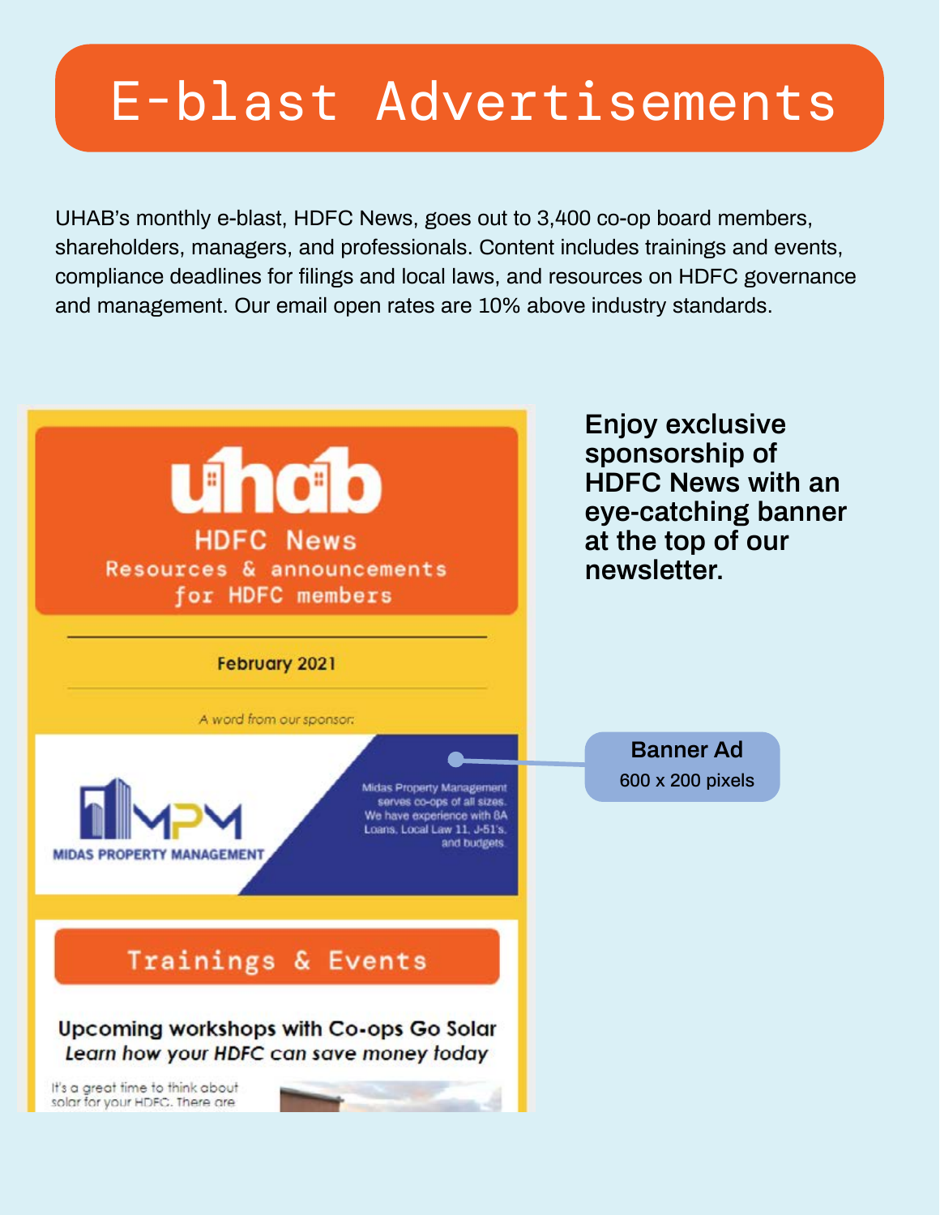# E-blast Advertisements

UHAB's monthly e-blast, HDFC News, goes out to 3,400 co-op board members, shareholders, managers, and professionals. Content includes trainings and events, compliance deadlines for filings and local laws, and resources on HDFC governance and management. Our email open rates are 10% above industry standards.

uhab

HDFC News

Resources & announcements for HDFC members

February 2021

*A word from our sponsor:*

MPM

MIDAS PROPERTY MANAGEMENT

Midas Property Management serves co-ops of all sizes. We have experience with 8A Loans, Local Law 11, J-51's, and budgets.

Trainings & Events

**Upcoming workshops with Co-ops Go Solar**

***Learn how your HDFC can save money today***

It's a great time to think about solar for your HDFC. There are

**Enjoy exclusive sponsorship of HDFC News with an eye-catching banner at the top of our newsletter.**

**Banner Ad**

600 x 200 pixels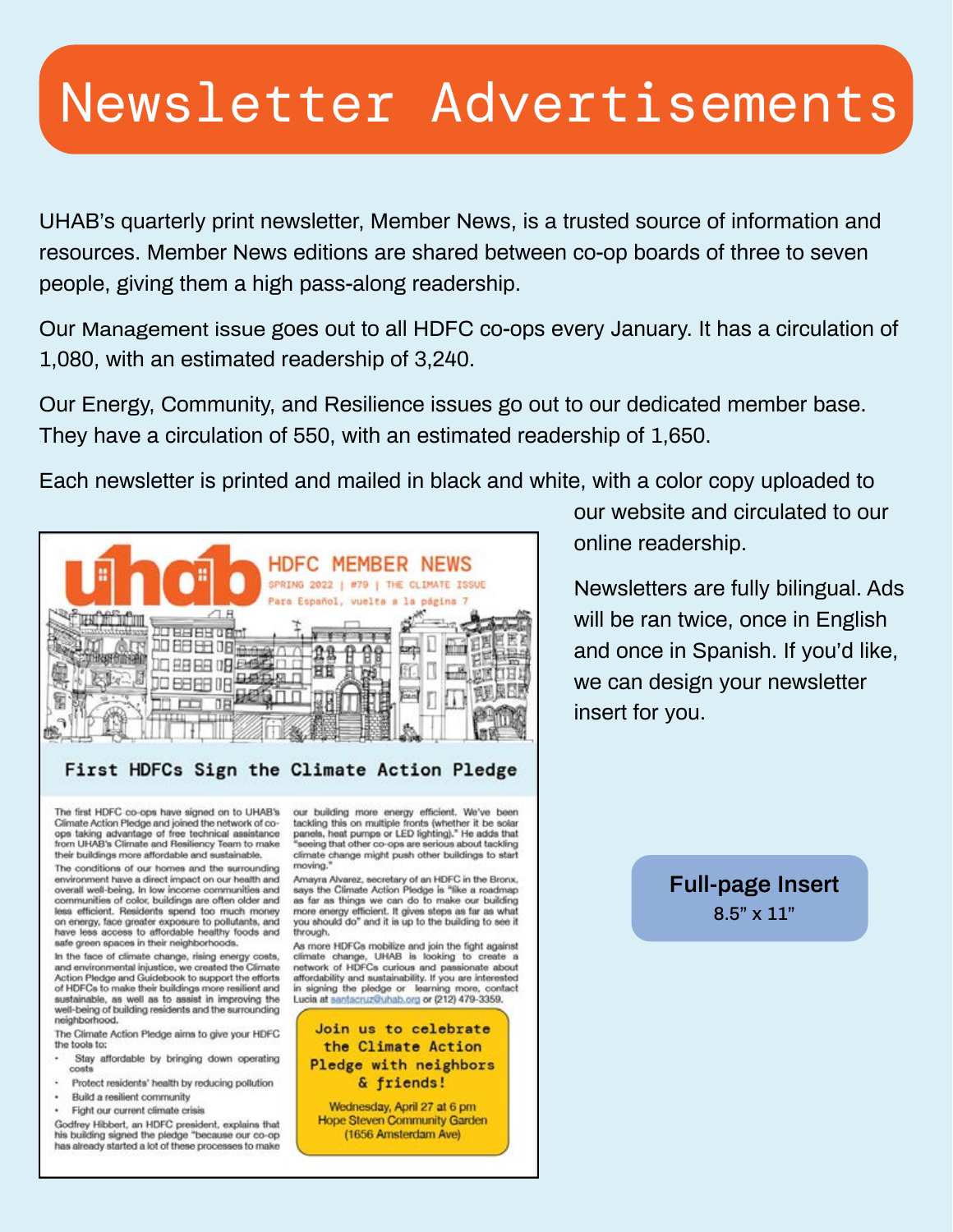# Newsletter Advertisements

UHAB's quarterly print newsletter, Member News, is a trusted source of information and resources. Member News editions are shared between co-op boards of three to seven people, giving them a high pass-along readership.

Our Management issue goes out to all HDFC co-ops every January. It has a circulation of 1,080, with an estimated readership of 3,240.

Our Energy, Community, and Resilience issues go out to our dedicated member base. They have a circulation of 550, with an estimated readership of 1,650.

Each newsletter is printed and mailed in black and white, with a color copy uploaded to our website and circulated to our online readership.

Newsletters are fully bilingual. Ads will be ran twice, once in English and once in Spanish. If you'd like, we can design your newsletter insert for you.

uhab HDFC MEMBER NEWS

SPRING 2022 | #79 | THE CLIMATE ISSUE

Para Español, vuelta a la página 7

## First HDFCs Sign the Climate Action Pledge

The first HDFC co-ops have signed on to UHAB's Climate Action Pledge and joined the network of co-ops taking advantage of free technical assistance from UHAB's Climate and Resiliency Team to make their buildings more affordable and sustainable.

The conditions of our homes and the surrounding environment have a direct impact on our health and overall well-being. In low income communities and communities of color, buildings are often older and less efficient. Residents spend too much money on energy, face greater exposure to pollutants, and have less access to affordable healthy foods and safe green spaces in their neighborhoods.

In the face of climate change, rising energy costs, and environmental injustice, we created the Climate Action Pledge and Guidebook to support the efforts of HDFCs to make their buildings more resilient and sustainable, as well as to assist in improving the well-being of building residents and the surrounding neighborhood.

The Climate Action Pledge aims to give your HDFC the tools to:

- Stay affordable by bringing down operating costs
- Protect residents' health by reducing pollution
- Build a resilient community
- Fight our current climate crisis

Godfrey Hibbert, an HDFC president, explains that his building signed the pledge "because our co-op has already started a lot of these processes to make our building more energy efficient. We've been tackling this on multiple fronts (whether it be solar panels, heat pumps or LED lighting)." He adds that "seeing that other co-ops are serious about tackling climate change might push other buildings to start moving."

Amayra Alvarez, secretary of an HDFC in the Bronx, says the Climate Action Pledge is "like a roadmap as far as things we can do to make our building more energy efficient. It gives steps as far as what you should do" and it is up to the building to see it through.

As more HDFCs mobilize and join the fight against climate change, UHAB is looking to create a network of HDFCs curious and passionate about affordability and sustainability. If you are interested in signing the pledge or learning more, contact Lucia at santacruz@uhab.org or (212) 479-3359.

**Join us to celebrate the Climate Action Pledge with neighbors & friends!**

Wednesday, April 27 at 6 pm
Hope Steven Community Garden
(1656 Amsterdam Ave)

**Full-page Insert**
8.5" x 11"